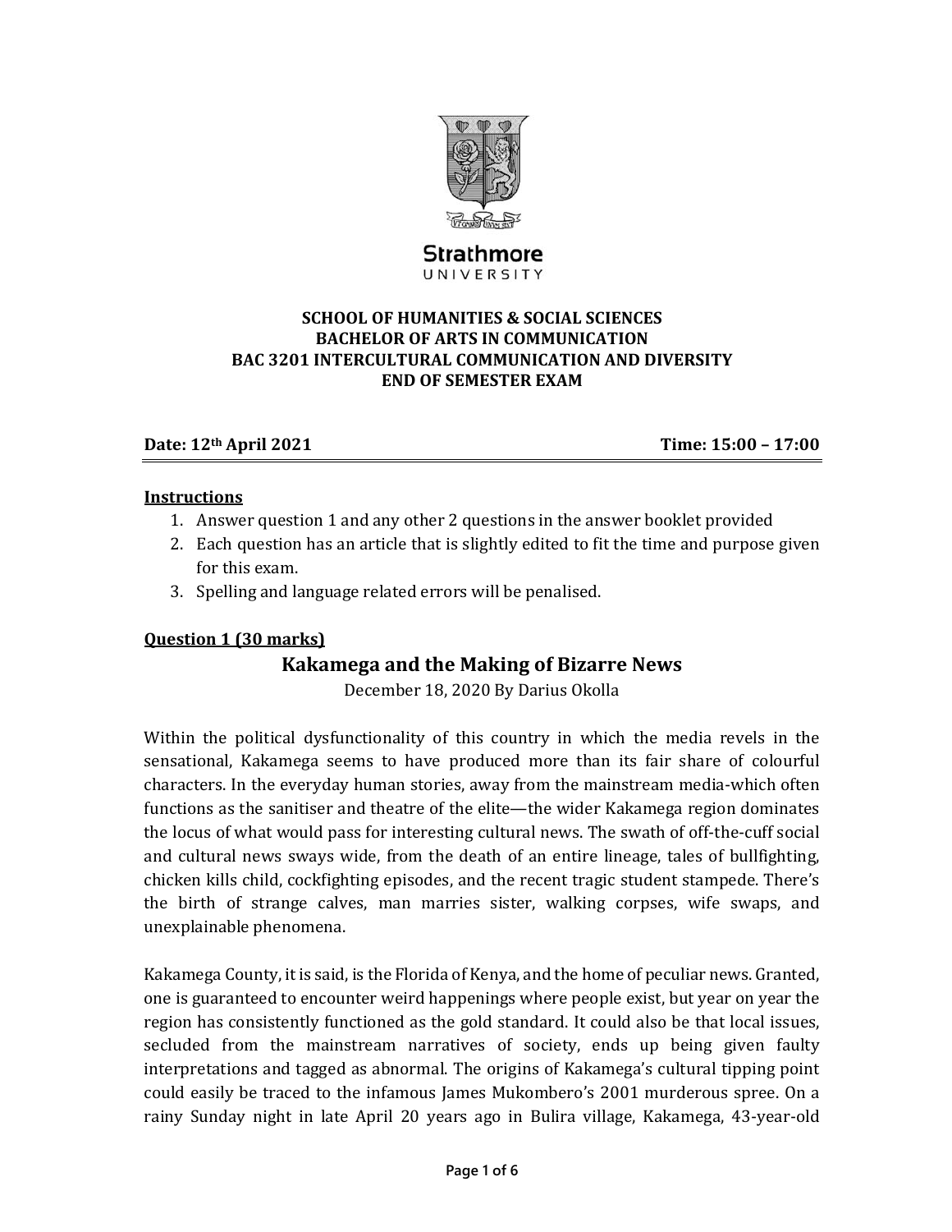Strathmore
UNIVERSITY

**SCHOOL OF HUMANITIES & SOCIAL SCIENCES**
**BACHELOR OF ARTS IN COMMUNICATION**
**BAC 3201 INTERCULTURAL COMMUNICATION AND DIVERSITY**
**END OF SEMESTER EXAM**

**Date: 12th April 2021** **Time: 15:00 – 17:00**

**Instructions**

1. Answer question 1 and any other 2 questions in the answer booklet provided
2. Each question has an article that is slightly edited to fit the time and purpose given for this exam.
3. Spelling and language related errors will be penalised.

**Question 1 (30 marks)**

## Kakamega and the Making of Bizarre News

December 18, 2020 By Darius Okolla

Within the political dysfunctionality of this country in which the media revels in the sensational, Kakamega seems to have produced more than its fair share of colourful characters. In the everyday human stories, away from the mainstream media-which often functions as the sanitiser and theatre of the elite—the wider Kakamega region dominates the locus of what would pass for interesting cultural news. The swath of off-the-cuff social and cultural news sways wide, from the death of an entire lineage, tales of bullfighting, chicken kills child, cockfighting episodes, and the recent tragic student stampede. There's the birth of strange calves, man marries sister, walking corpses, wife swaps, and unexplainable phenomena.

Kakamega County, it is said, is the Florida of Kenya, and the home of peculiar news. Granted, one is guaranteed to encounter weird happenings where people exist, but year on year the region has consistently functioned as the gold standard. It could also be that local issues, secluded from the mainstream narratives of society, ends up being given faulty interpretations and tagged as abnormal. The origins of Kakamega's cultural tipping point could easily be traced to the infamous James Mukombero's 2001 murderous spree. On a rainy Sunday night in late April 20 years ago in Bulira village, Kakamega, 43-year-old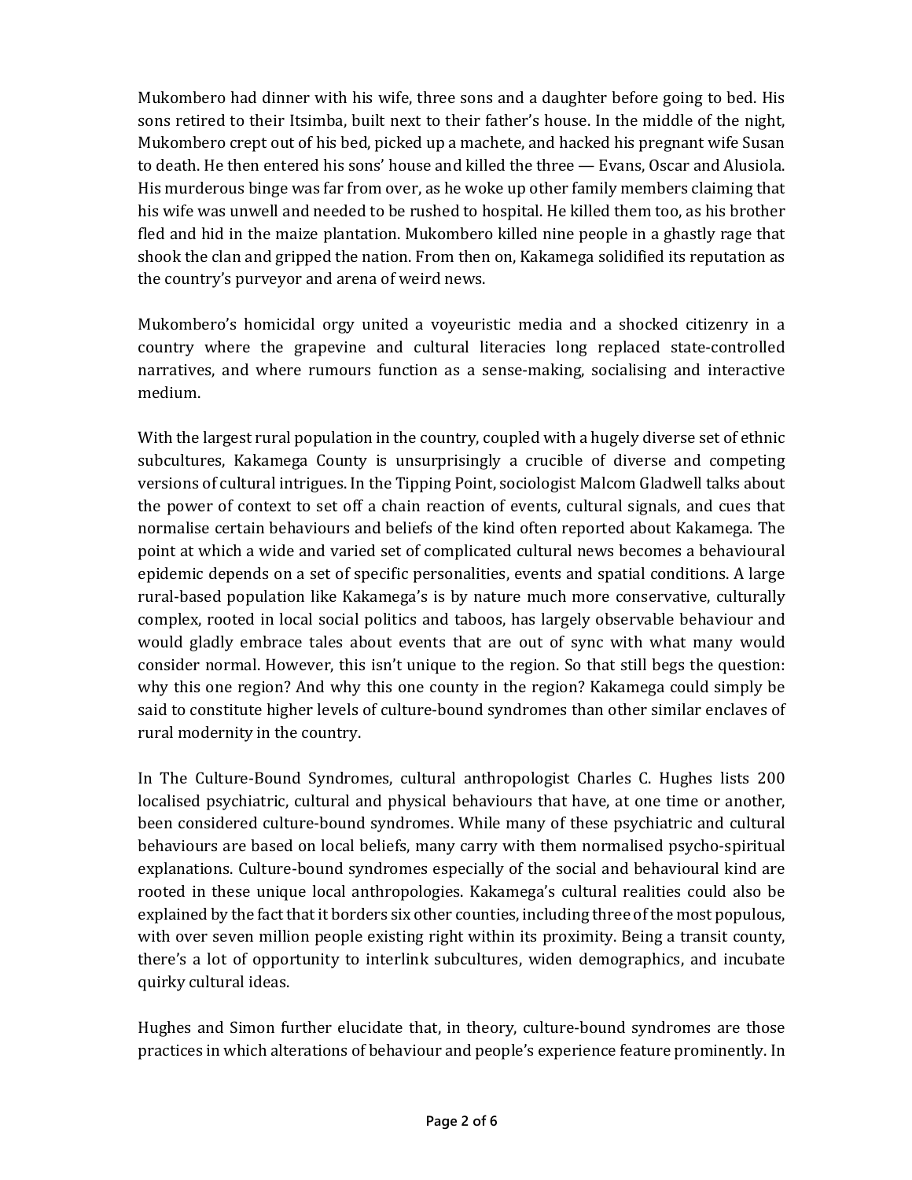Mukombero had dinner with his wife, three sons and a daughter before going to bed. His sons retired to their Itsimba, built next to their father's house. In the middle of the night, Mukombero crept out of his bed, picked up a machete, and hacked his pregnant wife Susan to death. He then entered his sons' house and killed the three — Evans, Oscar and Alusiola. His murderous binge was far from over, as he woke up other family members claiming that his wife was unwell and needed to be rushed to hospital. He killed them too, as his brother fled and hid in the maize plantation. Mukombero killed nine people in a ghastly rage that shook the clan and gripped the nation. From then on, Kakamega solidified its reputation as the country's purveyor and arena of weird news.

Mukombero's homicidal orgy united a voyeuristic media and a shocked citizenry in a country where the grapevine and cultural literacies long replaced state-controlled narratives, and where rumours function as a sense-making, socialising and interactive medium.

With the largest rural population in the country, coupled with a hugely diverse set of ethnic subcultures, Kakamega County is unsurprisingly a crucible of diverse and competing versions of cultural intrigues. In the Tipping Point, sociologist Malcom Gladwell talks about the power of context to set off a chain reaction of events, cultural signals, and cues that normalise certain behaviours and beliefs of the kind often reported about Kakamega. The point at which a wide and varied set of complicated cultural news becomes a behavioural epidemic depends on a set of specific personalities, events and spatial conditions. A large rural-based population like Kakamega's is by nature much more conservative, culturally complex, rooted in local social politics and taboos, has largely observable behaviour and would gladly embrace tales about events that are out of sync with what many would consider normal. However, this isn't unique to the region. So that still begs the question: why this one region? And why this one county in the region? Kakamega could simply be said to constitute higher levels of culture-bound syndromes than other similar enclaves of rural modernity in the country.

In The Culture-Bound Syndromes, cultural anthropologist Charles C. Hughes lists 200 localised psychiatric, cultural and physical behaviours that have, at one time or another, been considered culture-bound syndromes. While many of these psychiatric and cultural behaviours are based on local beliefs, many carry with them normalised psycho-spiritual explanations. Culture-bound syndromes especially of the social and behavioural kind are rooted in these unique local anthropologies. Kakamega's cultural realities could also be explained by the fact that it borders six other counties, including three of the most populous, with over seven million people existing right within its proximity. Being a transit county, there's a lot of opportunity to interlink subcultures, widen demographics, and incubate quirky cultural ideas.

Hughes and Simon further elucidate that, in theory, culture-bound syndromes are those practices in which alterations of behaviour and people's experience feature prominently. In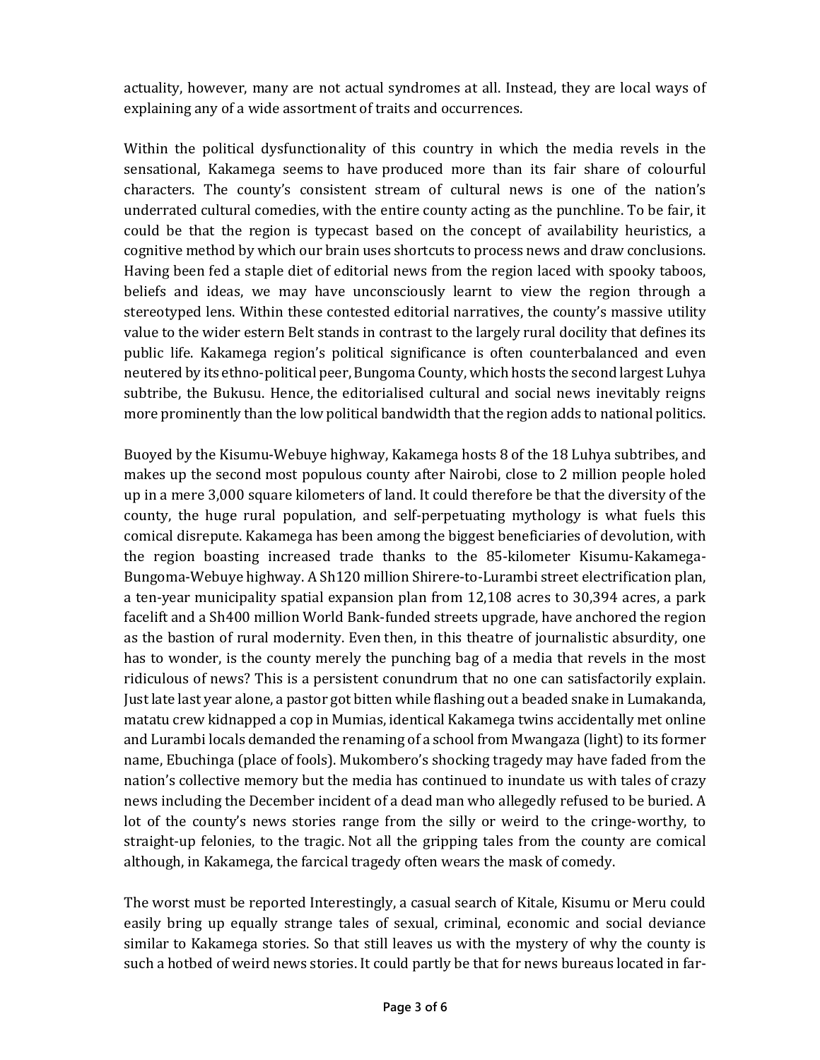actuality, however, many are not actual syndromes at all. Instead, they are local ways of explaining any of a wide assortment of traits and occurrences.

Within the political dysfunctionality of this country in which the media revels in the sensational, Kakamega seems to have produced more than its fair share of colourful characters. The county's consistent stream of cultural news is one of the nation's underrated cultural comedies, with the entire county acting as the punchline. To be fair, it could be that the region is typecast based on the concept of availability heuristics, a cognitive method by which our brain uses shortcuts to process news and draw conclusions. Having been fed a staple diet of editorial news from the region laced with spooky taboos, beliefs and ideas, we may have unconsciously learnt to view the region through a stereotyped lens. Within these contested editorial narratives, the county's massive utility value to the wider estern Belt stands in contrast to the largely rural docility that defines its public life. Kakamega region's political significance is often counterbalanced and even neutered by its ethno-political peer, Bungoma County, which hosts the second largest Luhya subtribe, the Bukusu. Hence, the editorialised cultural and social news inevitably reigns more prominently than the low political bandwidth that the region adds to national politics.

Buoyed by the Kisumu-Webuye highway, Kakamega hosts 8 of the 18 Luhya subtribes, and makes up the second most populous county after Nairobi, close to 2 million people holed up in a mere 3,000 square kilometers of land. It could therefore be that the diversity of the county, the huge rural population, and self-perpetuating mythology is what fuels this comical disrepute. Kakamega has been among the biggest beneficiaries of devolution, with the region boasting increased trade thanks to the 85-kilometer Kisumu-Kakamega-Bungoma-Webuye highway. A Sh120 million Shirere-to-Lurambi street electrification plan, a ten-year municipality spatial expansion plan from 12,108 acres to 30,394 acres, a park facelift and a Sh400 million World Bank-funded streets upgrade, have anchored the region as the bastion of rural modernity. Even then, in this theatre of journalistic absurdity, one has to wonder, is the county merely the punching bag of a media that revels in the most ridiculous of news? This is a persistent conundrum that no one can satisfactorily explain. Just late last year alone, a pastor got bitten while flashing out a beaded snake in Lumakanda, matatu crew kidnapped a cop in Mumias, identical Kakamega twins accidentally met online and Lurambi locals demanded the renaming of a school from Mwangaza (light) to its former name, Ebuchinga (place of fools). Mukombero's shocking tragedy may have faded from the nation's collective memory but the media has continued to inundate us with tales of crazy news including the December incident of a dead man who allegedly refused to be buried. A lot of the county's news stories range from the silly or weird to the cringe-worthy, to straight-up felonies, to the tragic. Not all the gripping tales from the county are comical although, in Kakamega, the farcical tragedy often wears the mask of comedy.

The worst must be reported Interestingly, a casual search of Kitale, Kisumu or Meru could easily bring up equally strange tales of sexual, criminal, economic and social deviance similar to Kakamega stories. So that still leaves us with the mystery of why the county is such a hotbed of weird news stories. It could partly be that for news bureaus located in far-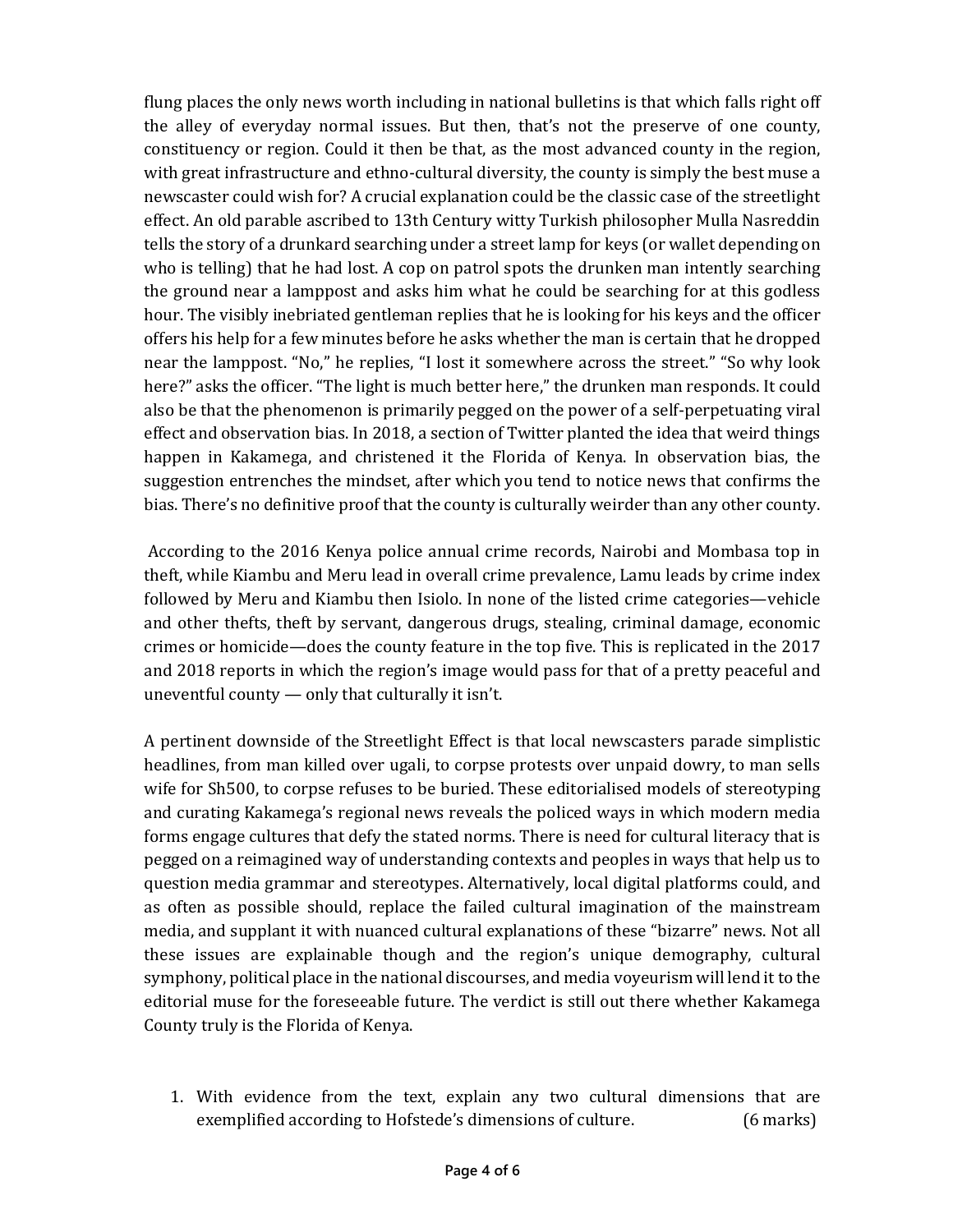flung places the only news worth including in national bulletins is that which falls right off the alley of everyday normal issues. But then, that's not the preserve of one county, constituency or region. Could it then be that, as the most advanced county in the region, with great infrastructure and ethno-cultural diversity, the county is simply the best muse a newscaster could wish for? A crucial explanation could be the classic case of the streetlight effect. An old parable ascribed to 13th Century witty Turkish philosopher Mulla Nasreddin tells the story of a drunkard searching under a street lamp for keys (or wallet depending on who is telling) that he had lost. A cop on patrol spots the drunken man intently searching the ground near a lamppost and asks him what he could be searching for at this godless hour. The visibly inebriated gentleman replies that he is looking for his keys and the officer offers his help for a few minutes before he asks whether the man is certain that he dropped near the lamppost. "No," he replies, "I lost it somewhere across the street." "So why look here?" asks the officer. "The light is much better here," the drunken man responds. It could also be that the phenomenon is primarily pegged on the power of a self-perpetuating viral effect and observation bias. In 2018, a section of Twitter planted the idea that weird things happen in Kakamega, and christened it the Florida of Kenya. In observation bias, the suggestion entrenches the mindset, after which you tend to notice news that confirms the bias. There's no definitive proof that the county is culturally weirder than any other county.

According to the 2016 Kenya police annual crime records, Nairobi and Mombasa top in theft, while Kiambu and Meru lead in overall crime prevalence, Lamu leads by crime index followed by Meru and Kiambu then Isiolo. In none of the listed crime categories—vehicle and other thefts, theft by servant, dangerous drugs, stealing, criminal damage, economic crimes or homicide—does the county feature in the top five. This is replicated in the 2017 and 2018 reports in which the region's image would pass for that of a pretty peaceful and uneventful county — only that culturally it isn't.

A pertinent downside of the Streetlight Effect is that local newscasters parade simplistic headlines, from man killed over ugali, to corpse protests over unpaid dowry, to man sells wife for Sh500, to corpse refuses to be buried. These editorialised models of stereotyping and curating Kakamega's regional news reveals the policed ways in which modern media forms engage cultures that defy the stated norms. There is need for cultural literacy that is pegged on a reimagined way of understanding contexts and peoples in ways that help us to question media grammar and stereotypes. Alternatively, local digital platforms could, and as often as possible should, replace the failed cultural imagination of the mainstream media, and supplant it with nuanced cultural explanations of these "bizarre" news. Not all these issues are explainable though and the region's unique demography, cultural symphony, political place in the national discourses, and media voyeurism will lend it to the editorial muse for the foreseeable future. The verdict is still out there whether Kakamega County truly is the Florida of Kenya.

1. With evidence from the text, explain any two cultural dimensions that are exemplified according to Hofstede's dimensions of culture. (6 marks)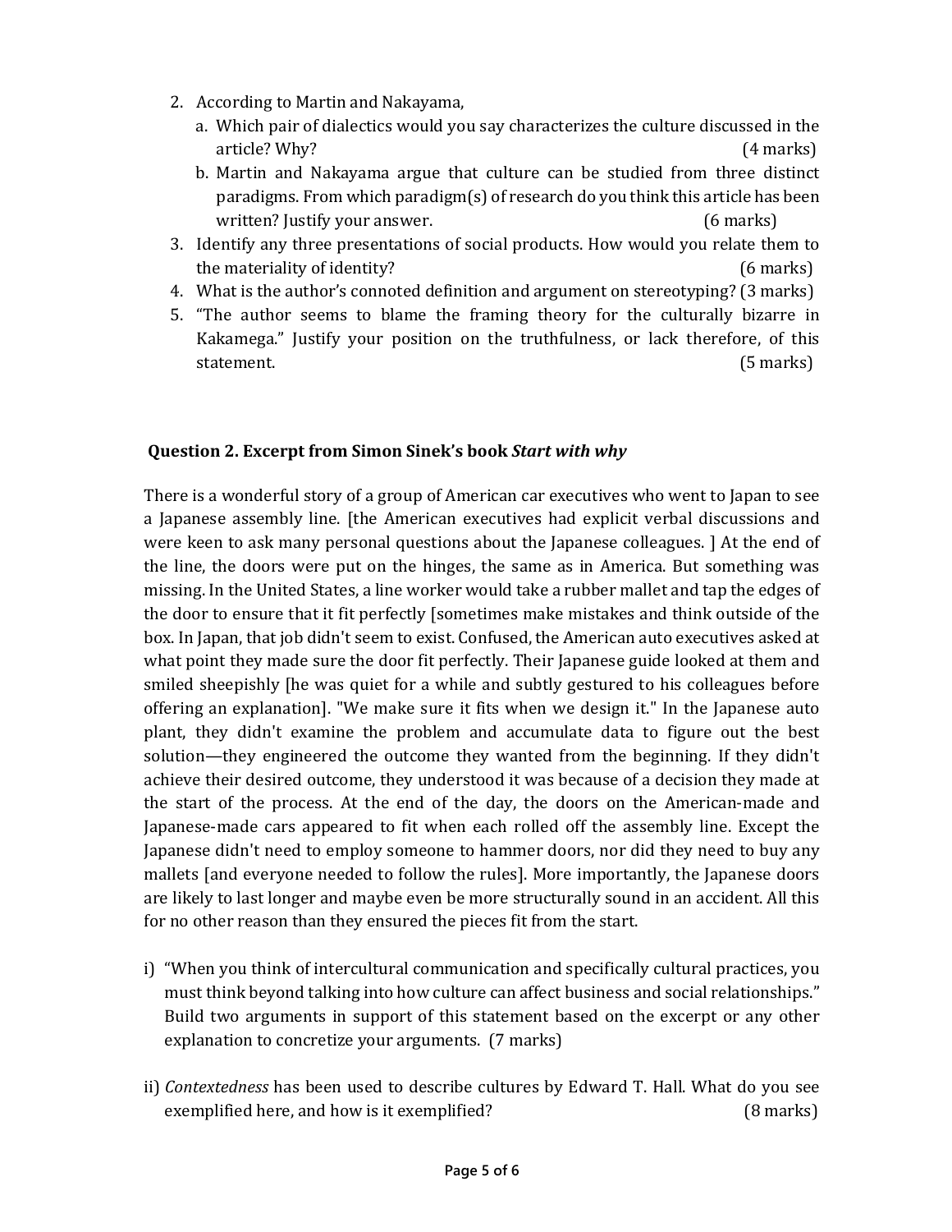2. According to Martin and Nakayama,
   a. Which pair of dialectics would you say characterizes the culture discussed in the article? Why? (4 marks)
   b. Martin and Nakayama argue that culture can be studied from three distinct paradigms. From which paradigm(s) of research do you think this article has been written? Justify your answer. (6 marks)
3. Identify any three presentations of social products. How would you relate them to the materiality of identity? (6 marks)
4. What is the author's connoted definition and argument on stereotyping? (3 marks)
5. "The author seems to blame the framing theory for the culturally bizarre in Kakamega." Justify your position on the truthfulness, or lack therefore, of this statement. (5 marks)

**Question 2. Excerpt from Simon Sinek's book *Start with why***

There is a wonderful story of a group of American car executives who went to Japan to see a Japanese assembly line. [the American executives had explicit verbal discussions and were keen to ask many personal questions about the Japanese colleagues. ] At the end of the line, the doors were put on the hinges, the same as in America. But something was missing. In the United States, a line worker would take a rubber mallet and tap the edges of the door to ensure that it fit perfectly [sometimes make mistakes and think outside of the box. In Japan, that job didn't seem to exist. Confused, the American auto executives asked at what point they made sure the door fit perfectly. Their Japanese guide looked at them and smiled sheepishly [he was quiet for a while and subtly gestured to his colleagues before offering an explanation]. "We make sure it fits when we design it." In the Japanese auto plant, they didn't examine the problem and accumulate data to figure out the best solution—they engineered the outcome they wanted from the beginning. If they didn't achieve their desired outcome, they understood it was because of a decision they made at the start of the process. At the end of the day, the doors on the American-made and Japanese-made cars appeared to fit when each rolled off the assembly line. Except the Japanese didn't need to employ someone to hammer doors, nor did they need to buy any mallets [and everyone needed to follow the rules]. More importantly, the Japanese doors are likely to last longer and maybe even be more structurally sound in an accident. All this for no other reason than they ensured the pieces fit from the start.

i) "When you think of intercultural communication and specifically cultural practices, you must think beyond talking into how culture can affect business and social relationships." Build two arguments in support of this statement based on the excerpt or any other explanation to concretize your arguments. (7 marks)

ii) *Contextedness* has been used to describe cultures by Edward T. Hall. What do you see exemplified here, and how is it exemplified? (8 marks)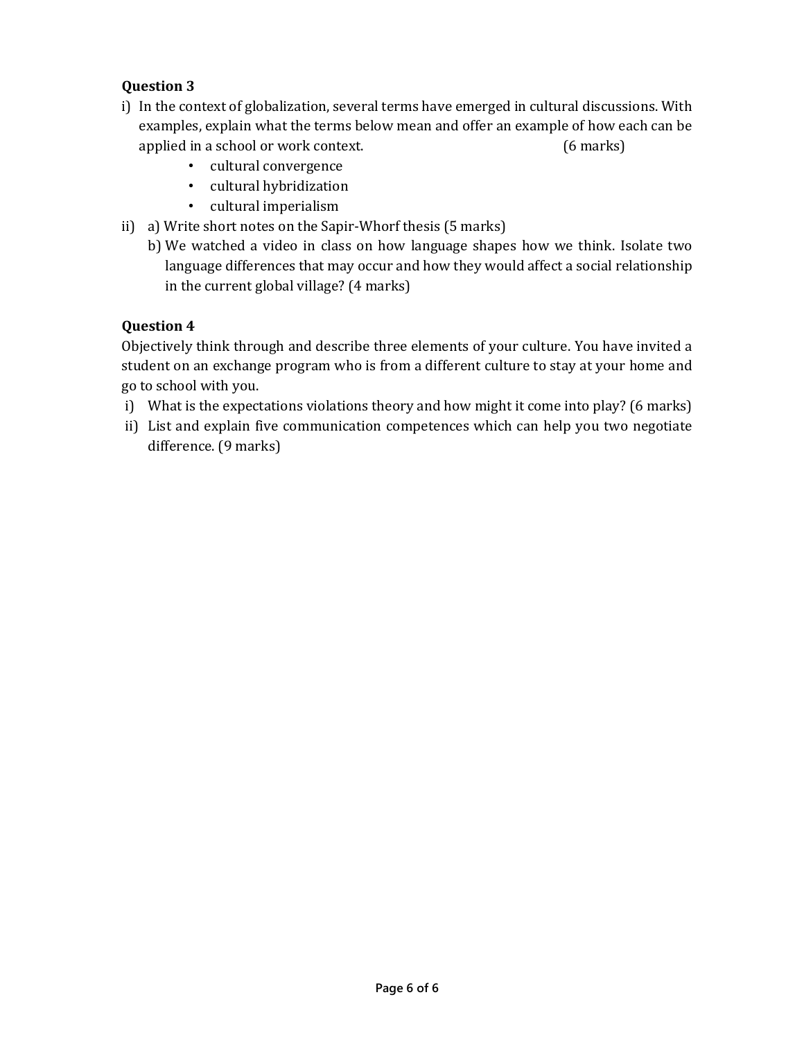**Question 3**

i) In the context of globalization, several terms have emerged in cultural discussions. With examples, explain what the terms below mean and offer an example of how each can be applied in a school or work context. (6 marks)

- cultural convergence
- cultural hybridization
- cultural imperialism

ii) a) Write short notes on the Sapir-Whorf thesis (5 marks)

b) We watched a video in class on how language shapes how we think. Isolate two language differences that may occur and how they would affect a social relationship in the current global village? (4 marks)

**Question 4**

Objectively think through and describe three elements of your culture. You have invited a student on an exchange program who is from a different culture to stay at your home and go to school with you.

i) What is the expectations violations theory and how might it come into play? (6 marks)

ii) List and explain five communication competences which can help you two negotiate difference. (9 marks)